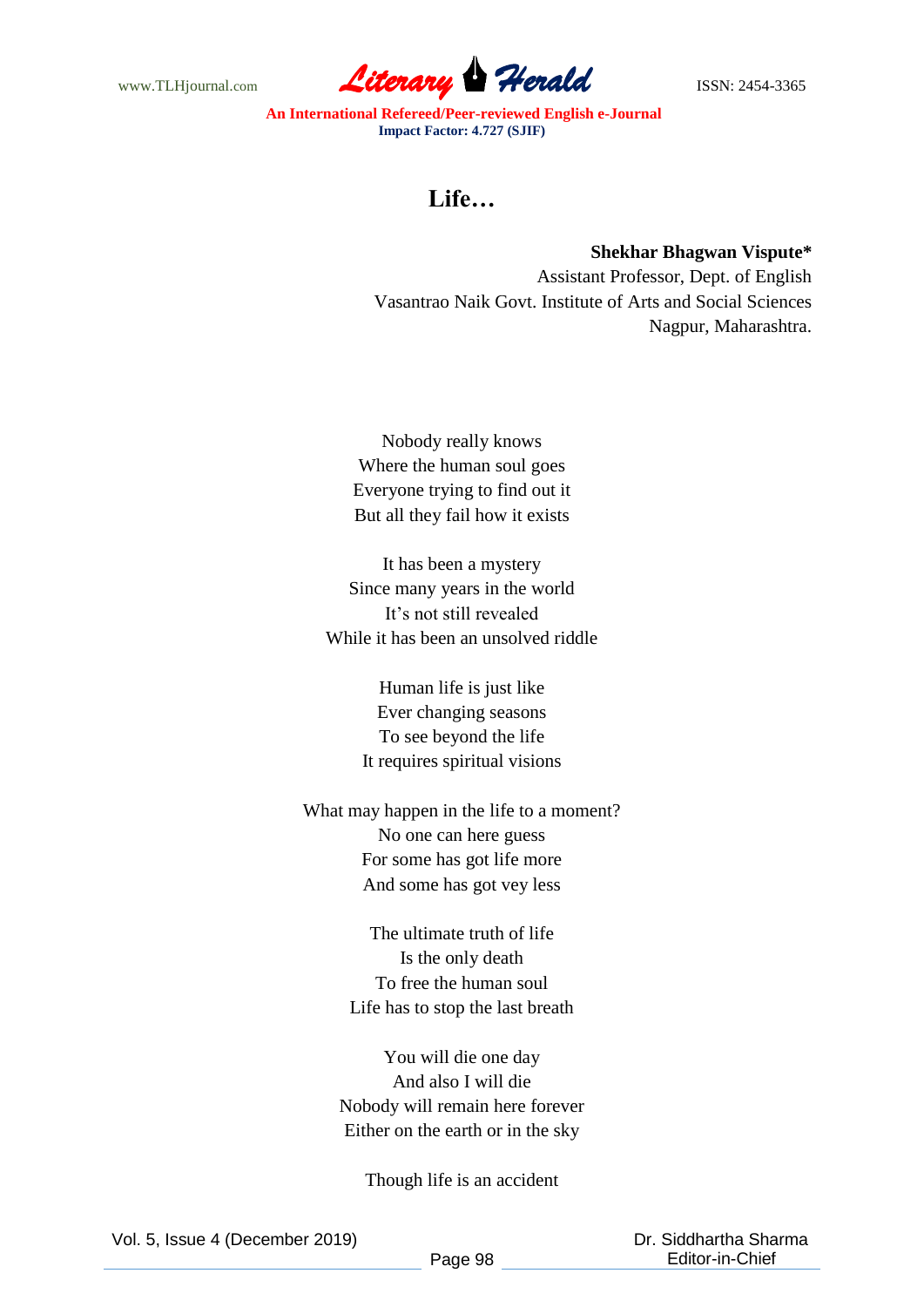# Life…

**Shekhar Bhagwan Vispute***
Assistant Professor, Dept. of English
Vasantrao Naik Govt. Institute of Arts and Social Sciences
Nagpur, Maharashtra.

Nobody really knows
Where the human soul goes
Everyone trying to find out it
But all they fail how it exists

It has been a mystery
Since many years in the world
It's not still revealed
While it has been an unsolved riddle

Human life is just like
Ever changing seasons
To see beyond the life
It requires spiritual visions

What may happen in the life to a moment?
No one can here guess
For some has got life more
And some has got vey less

The ultimate truth of life
Is the only death
To free the human soul
Life has to stop the last breath

You will die one day
And also I will die
Nobody will remain here forever
Either on the earth or in the sky

Though life is an accident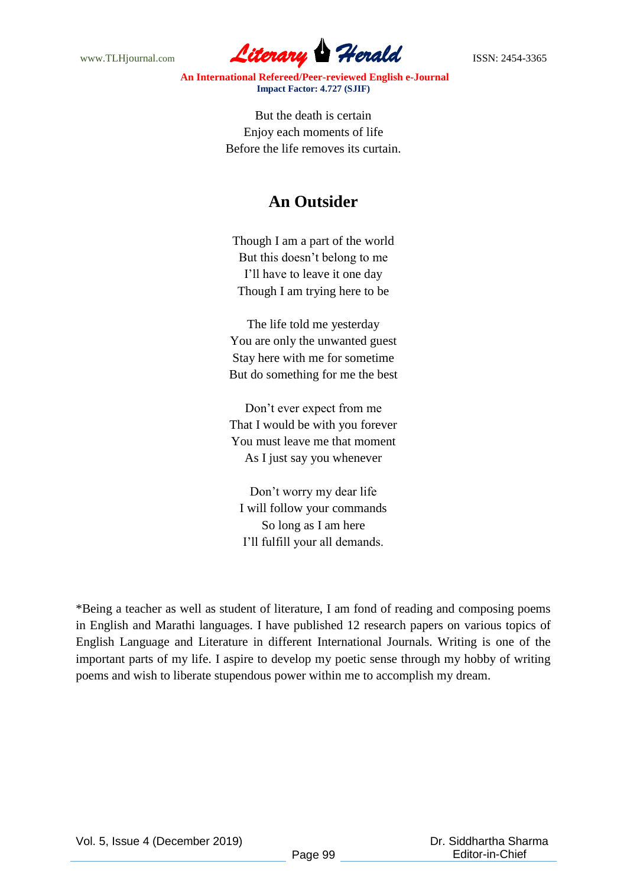But the death is certain  
Enjoy each moments of life  
Before the life removes its curtain.

## An Outsider

Though I am a part of the world  
But this doesn't belong to me  
I'll have to leave it one day  
Though I am trying here to be

The life told me yesterday  
You are only the unwanted guest  
Stay here with me for sometime  
But do something for me the best

Don't ever expect from me  
That I would be with you forever  
You must leave me that moment  
As I just say you whenever

Don't worry my dear life  
I will follow your commands  
So long as I am here  
I'll fulfill your all demands.

*Being a teacher as well as student of literature, I am fond of reading and composing poems in English and Marathi languages. I have published 12 research papers on various topics of English Language and Literature in different International Journals. Writing is one of the important parts of my life. I aspire to develop my poetic sense through my hobby of writing poems and wish to liberate stupendous power within me to accomplish my dream.